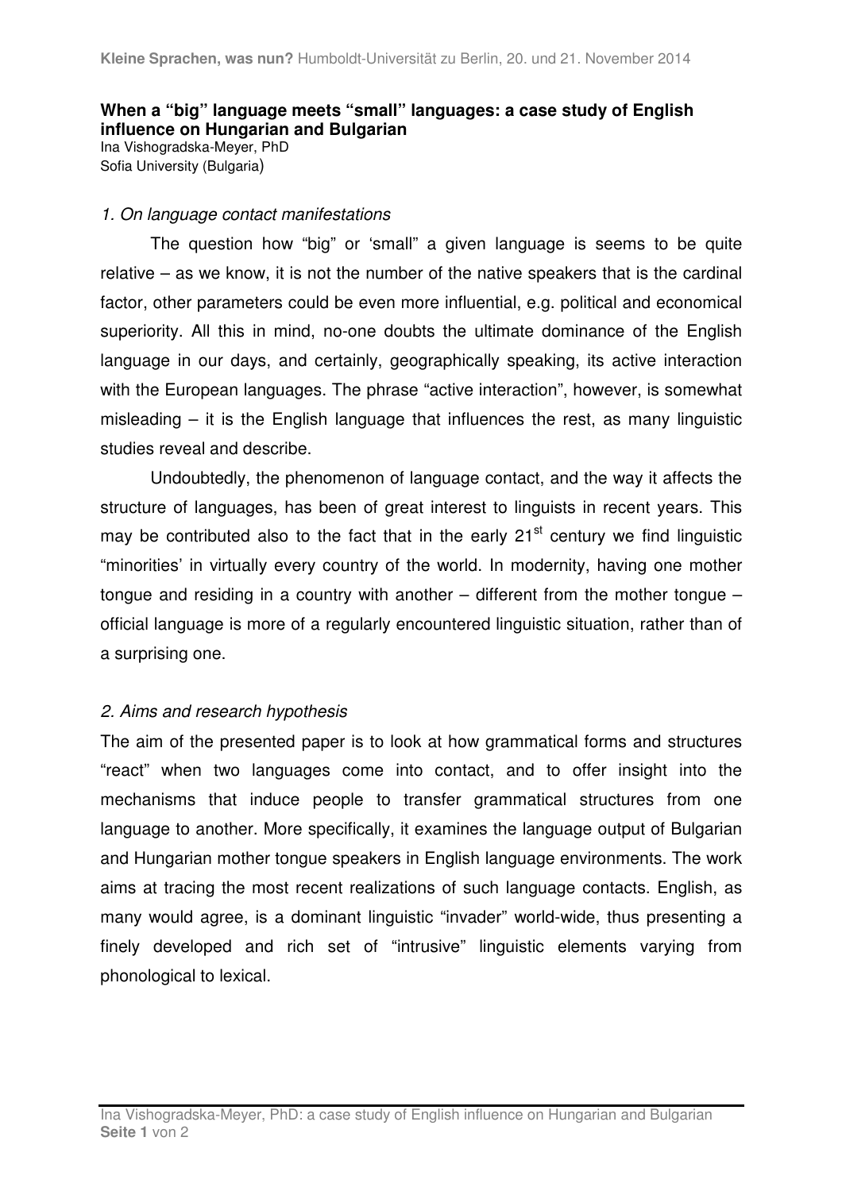**When a "big" language meets "small" languages: a case study of English influence on Hungarian and Bulgarian**

Ina Vishogradska-Meyer, PhD
Sofia University (Bulgaria)

*1. On language contact manifestations*

The question how "big" or 'small" a given language is seems to be quite relative – as we know, it is not the number of the native speakers that is the cardinal factor, other parameters could be even more influential, e.g. political and economical superiority. All this in mind, no-one doubts the ultimate dominance of the English language in our days, and certainly, geographically speaking, its active interaction with the European languages. The phrase "active interaction", however, is somewhat misleading – it is the English language that influences the rest, as many linguistic studies reveal and describe.

Undoubtedly, the phenomenon of language contact, and the way it affects the structure of languages, has been of great interest to linguists in recent years. This may be contributed also to the fact that in the early 21st century we find linguistic "minorities' in virtually every country of the world. In modernity, having one mother tongue and residing in a country with another – different from the mother tongue – official language is more of a regularly encountered linguistic situation, rather than of a surprising one.

*2. Aims and research hypothesis*

The aim of the presented paper is to look at how grammatical forms and structures "react" when two languages come into contact, and to offer insight into the mechanisms that induce people to transfer grammatical structures from one language to another. More specifically, it examines the language output of Bulgarian and Hungarian mother tongue speakers in English language environments. The work aims at tracing the most recent realizations of such language contacts. English, as many would agree, is a dominant linguistic "invader" world-wide, thus presenting a finely developed and rich set of "intrusive" linguistic elements varying from phonological to lexical.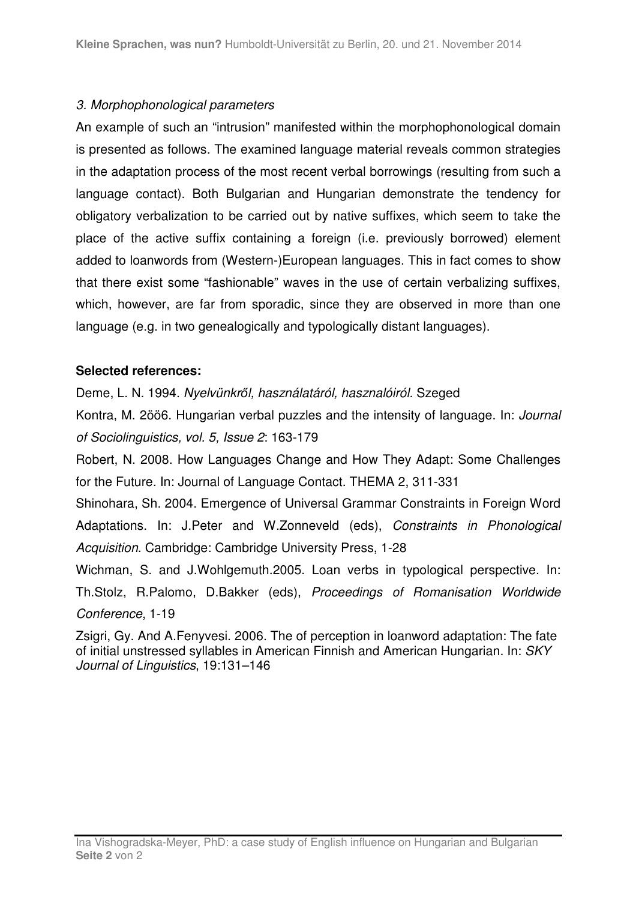*3. Morphophonological parameters*

An example of such an "intrusion" manifested within the morphophonological domain is presented as follows. The examined language material reveals common strategies in the adaptation process of the most recent verbal borrowings (resulting from such a language contact). Both Bulgarian and Hungarian demonstrate the tendency for obligatory verbalization to be carried out by native suffixes, which seem to take the place of the active suffix containing a foreign (i.e. previously borrowed) element added to loanwords from (Western-)European languages. This in fact comes to show that there exist some "fashionable" waves in the use of certain verbalizing suffixes, which, however, are far from sporadic, since they are observed in more than one language (e.g. in two genealogically and typologically distant languages).

**Selected references:**

Deme, L. N. 1994. *Nyelvünkről, használatáról, hasznalóiról*. Szeged

Kontra, M. 2öö6. Hungarian verbal puzzles and the intensity of language. In: *Journal of Sociolinguistics, vol. 5, Issue 2*: 163-179

Robert, N. 2008. How Languages Change and How They Adapt: Some Challenges for the Future. In: Journal of Language Contact. THEMA 2, 311-331

Shinohara, Sh. 2004. Emergence of Universal Grammar Constraints in Foreign Word Adaptations. In: J.Peter and W.Zonneveld (eds), *Constraints in Phonological Acquisition*. Cambridge: Cambridge University Press, 1-28

Wichman, S. and J.Wohlgemuth.2005. Loan verbs in typological perspective. In: Th.Stolz, R.Palomo, D.Bakker (eds), *Proceedings of Romanisation Worldwide Conference*, 1-19

Zsigri, Gy. And A.Fenyvesi. 2006. The of perception in loanword adaptation: The fate of initial unstressed syllables in American Finnish and American Hungarian. In: *SKY Journal of Linguistics*, 19:131–146